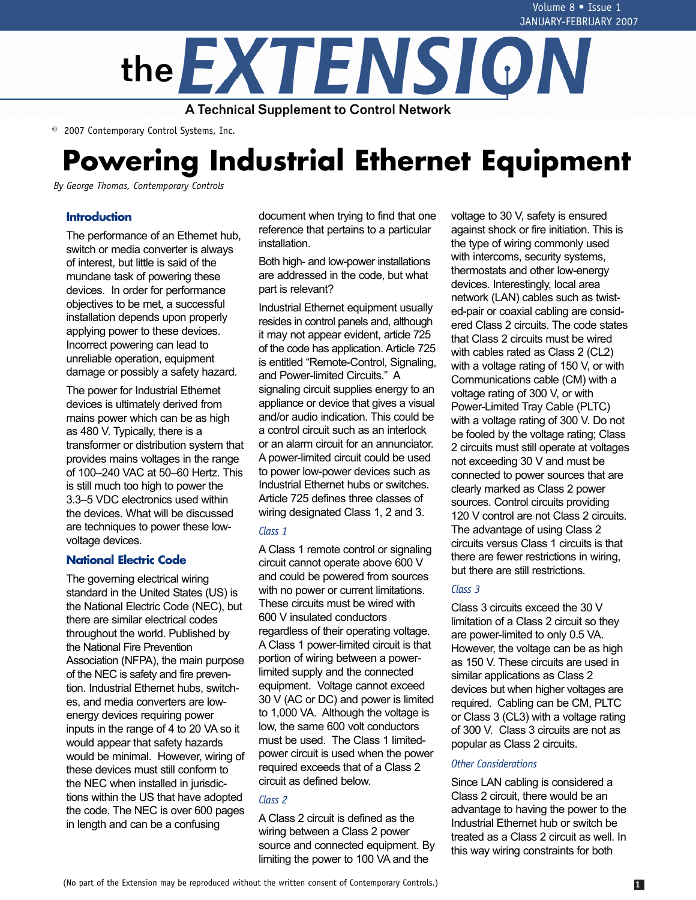# the EXTENSION

A Technical Supplement to Control Network

© 2007 Contemporary Control Systems, Inc.

# Powering Industrial Ethernet Equipment

*By George Thomas, Contemporary Controls*

## Introduction

The performance of an Ethernet hub, switch or media converter is always of interest, but little is said of the mundane task of powering these devices. In order for performance objectives to be met, a successful installation depends upon properly applying power to these devices. Incorrect powering can lead to unreliable operation, equipment damage or possibly a safety hazard.

The power for Industrial Ethernet devices is ultimately derived from mains power which can be as high as 480 V. Typically, there is a transformer or distribution system that provides mains voltages in the range of 100–240 VAC at 50–60 Hertz. This is still much too high to power the 3.3–5 VDC electronics used within the devices. What will be discussed are techniques to power these low-voltage devices.

## National Electric Code

The governing electrical wiring standard in the United States (US) is the National Electric Code (NEC), but there are similar electrical codes throughout the world. Published by the National Fire Prevention Association (NFPA), the main purpose of the NEC is safety and fire prevention. Industrial Ethernet hubs, switches, and media converters are low-energy devices requiring power inputs in the range of 4 to 20 VA so it would appear that safety hazards would be minimal. However, wiring of these devices must still conform to the NEC when installed in jurisdictions within the US that have adopted the code. The NEC is over 600 pages in length and can be a confusing document when trying to find that one reference that pertains to a particular installation.

Both high- and low-power installations are addressed in the code, but what part is relevant?

Industrial Ethernet equipment usually resides in control panels and, although it may not appear evident, article 725 of the code has application. Article 725 is entitled "Remote-Control, Signaling, and Power-limited Circuits." A signaling circuit supplies energy to an appliance or device that gives a visual and/or audio indication. This could be a control circuit such as an interlock or an alarm circuit for an annunciator. A power-limited circuit could be used to power low-power devices such as Industrial Ethernet hubs or switches. Article 725 defines three classes of wiring designated Class 1, 2 and 3.

### *Class 1*

A Class 1 remote control or signaling circuit cannot operate above 600 V and could be powered from sources with no power or current limitations. These circuits must be wired with 600 V insulated conductors regardless of their operating voltage. A Class 1 power-limited circuit is that portion of wiring between a power-limited supply and the connected equipment. Voltage cannot exceed 30 V (AC or DC) and power is limited to 1,000 VA. Although the voltage is low, the same 600 volt conductors must be used. The Class 1 limited-power circuit is used when the power required exceeds that of a Class 2 circuit as defined below.

### *Class 2*

A Class 2 circuit is defined as the wiring between a Class 2 power source and connected equipment. By limiting the power to 100 VA and the voltage to 30 V, safety is ensured against shock or fire initiation. This is the type of wiring commonly used with intercoms, security systems, thermostats and other low-energy devices. Interestingly, local area network (LAN) cables such as twisted-pair or coaxial cabling are considered Class 2 circuits. The code states that Class 2 circuits must be wired with cables rated as Class 2 (CL2) with a voltage rating of 150 V, or with Communications cable (CM) with a voltage rating of 300 V, or with Power-Limited Tray Cable (PLTC) with a voltage rating of 300 V. Do not be fooled by the voltage rating; Class 2 circuits must still operate at voltages not exceeding 30 V and must be connected to power sources that are clearly marked as Class 2 power sources. Control circuits providing 120 V control are not Class 2 circuits. The advantage of using Class 2 circuits versus Class 1 circuits is that there are fewer restrictions in wiring, but there are still restrictions.

### *Class 3*

Class 3 circuits exceed the 30 V limitation of a Class 2 circuit so they are power-limited to only 0.5 VA. However, the voltage can be as high as 150 V. These circuits are used in similar applications as Class 2 devices but when higher voltages are required. Cabling can be CM, PLTC or Class 3 (CL3) with a voltage rating of 300 V. Class 3 circuits are not as popular as Class 2 circuits.

### *Other Considerations*

Since LAN cabling is considered a Class 2 circuit, there would be an advantage to having the power to the Industrial Ethernet hub or switch be treated as a Class 2 circuit as well. In this way wiring constraints for both

(No part of the Extension may be reproduced without the written consent of Contemporary Controls.)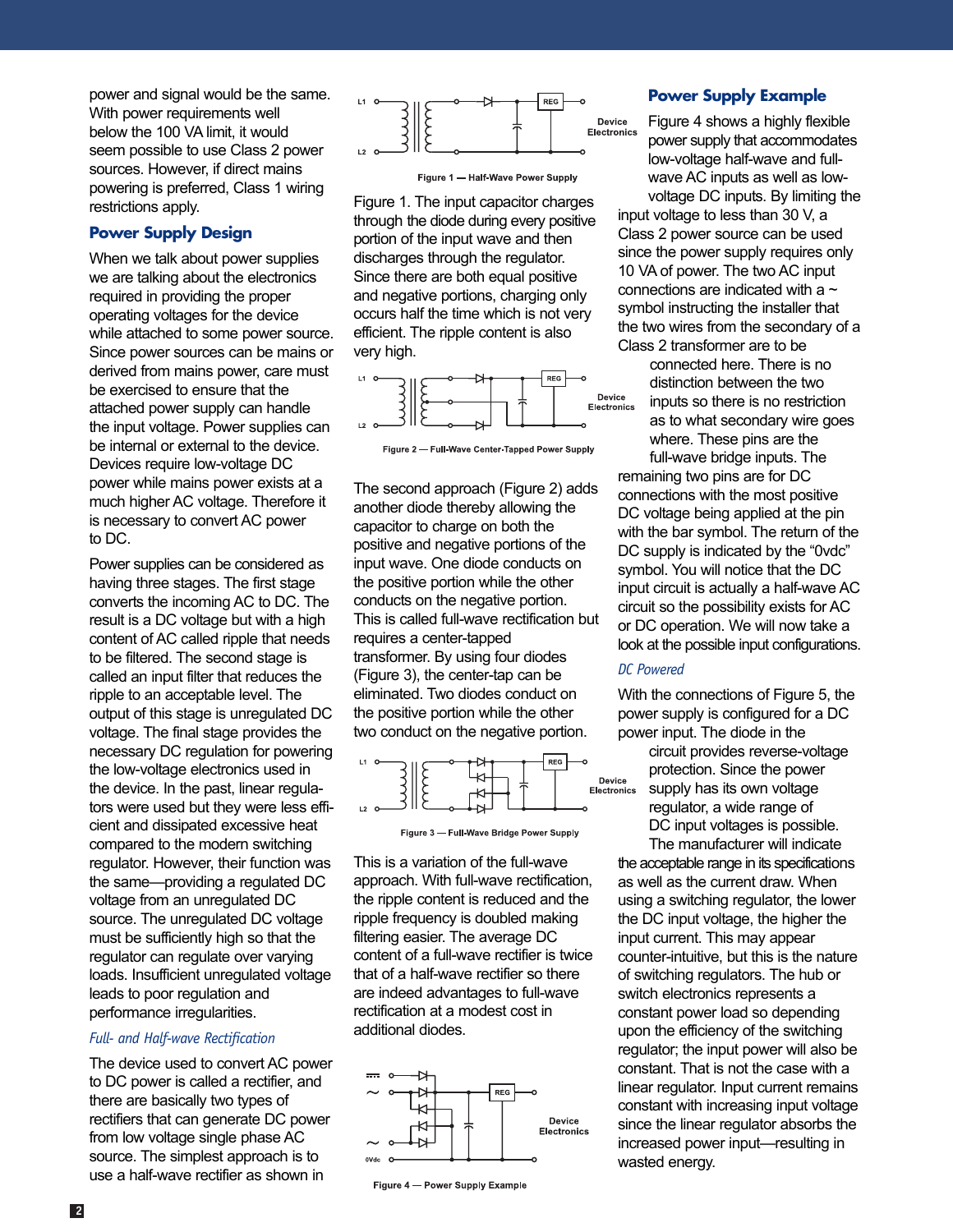power and signal would be the same. With power requirements well below the 100 VA limit, it would seem possible to use Class 2 power sources. However, if direct mains powering is preferred, Class 1 wiring restrictions apply.

## Power Supply Design

When we talk about power supplies we are talking about the electronics required in providing the proper operating voltages for the device while attached to some power source. Since power sources can be mains or derived from mains power, care must be exercised to ensure that the attached power supply can handle the input voltage. Power supplies can be internal or external to the device. Devices require low-voltage DC power while mains power exists at a much higher AC voltage. Therefore it is necessary to convert AC power to DC.

Power supplies can be considered as having three stages. The first stage converts the incoming AC to DC. The result is a DC voltage but with a high content of AC called ripple that needs to be filtered. The second stage is called an input filter that reduces the ripple to an acceptable level. The output of this stage is unregulated DC voltage. The final stage provides the necessary DC regulation for powering the low-voltage electronics used in the device. In the past, linear regulators were used but they were less efficient and dissipated excessive heat compared to the modern switching regulator. However, their function was the same—providing a regulated DC voltage from an unregulated DC source. The unregulated DC voltage must be sufficiently high so that the regulator can regulate over varying loads. Insufficient unregulated voltage leads to poor regulation and performance irregularities.

### *Full- and Half-wave Rectification*

The device used to convert AC power to DC power is called a rectifier, and there are basically two types of rectifiers that can generate DC power from low voltage single phase AC source. The simplest approach is to use a half-wave rectifier as shown in Figure 1. The input capacitor charges through the diode during every positive portion of the input wave and then discharges through the regulator. Since there are both equal positive and negative portions, charging only occurs half the time which is not very efficient. The ripple content is also very high.

Figure 1 — Half-Wave Power Supply

Figure 2 — Full-Wave Center-Tapped Power Supply

The second approach (Figure 2) adds another diode thereby allowing the capacitor to charge on both the positive and negative portions of the input wave. One diode conducts on the positive portion while the other conducts on the negative portion. This is called full-wave rectification but requires a center-tapped transformer. By using four diodes (Figure 3), the center-tap can be eliminated. Two diodes conduct on the positive portion while the other two conduct on the negative portion.

Figure 3 — Full-Wave Bridge Power Supply

This is a variation of the full-wave approach. With full-wave rectification, the ripple content is reduced and the ripple frequency is doubled making filtering easier. The average DC content of a full-wave rectifier is twice that of a half-wave rectifier so there are indeed advantages to full-wave rectification at a modest cost in additional diodes.

Figure 4 — Power Supply Example

## Power Supply Example

Figure 4 shows a highly flexible power supply that accommodates low-voltage half-wave and full-wave AC inputs as well as low-voltage DC inputs. By limiting the input voltage to less than 30 V, a Class 2 power source can be used since the power supply requires only 10 VA of power. The two AC input connections are indicated with a ~ symbol instructing the installer that the two wires from the secondary of a Class 2 transformer are to be connected here. There is no distinction between the two inputs so there is no restriction as to what secondary wire goes where. These pins are the full-wave bridge inputs. The remaining two pins are for DC connections with the most positive DC voltage being applied at the pin with the bar symbol. The return of the DC supply is indicated by the "0vdc" symbol. You will notice that the DC input circuit is actually a half-wave AC circuit so the possibility exists for AC or DC operation. We will now take a look at the possible input configurations.

### *DC Powered*

With the connections of Figure 5, the power supply is configured for a DC power input. The diode in the circuit provides reverse-voltage protection. Since the power supply has its own voltage regulator, a wide range of DC input voltages is possible. The manufacturer will indicate the acceptable range in its specifications as well as the current draw. When using a switching regulator, the lower the DC input voltage, the higher the input current. This may appear counter-intuitive, but this is the nature of switching regulators. The hub or switch electronics represents a constant power load so depending upon the efficiency of the switching regulator; the input power will also be constant. That is not the case with a linear regulator. Input current remains constant with increasing input voltage since the linear regulator absorbs the increased power input—resulting in wasted energy.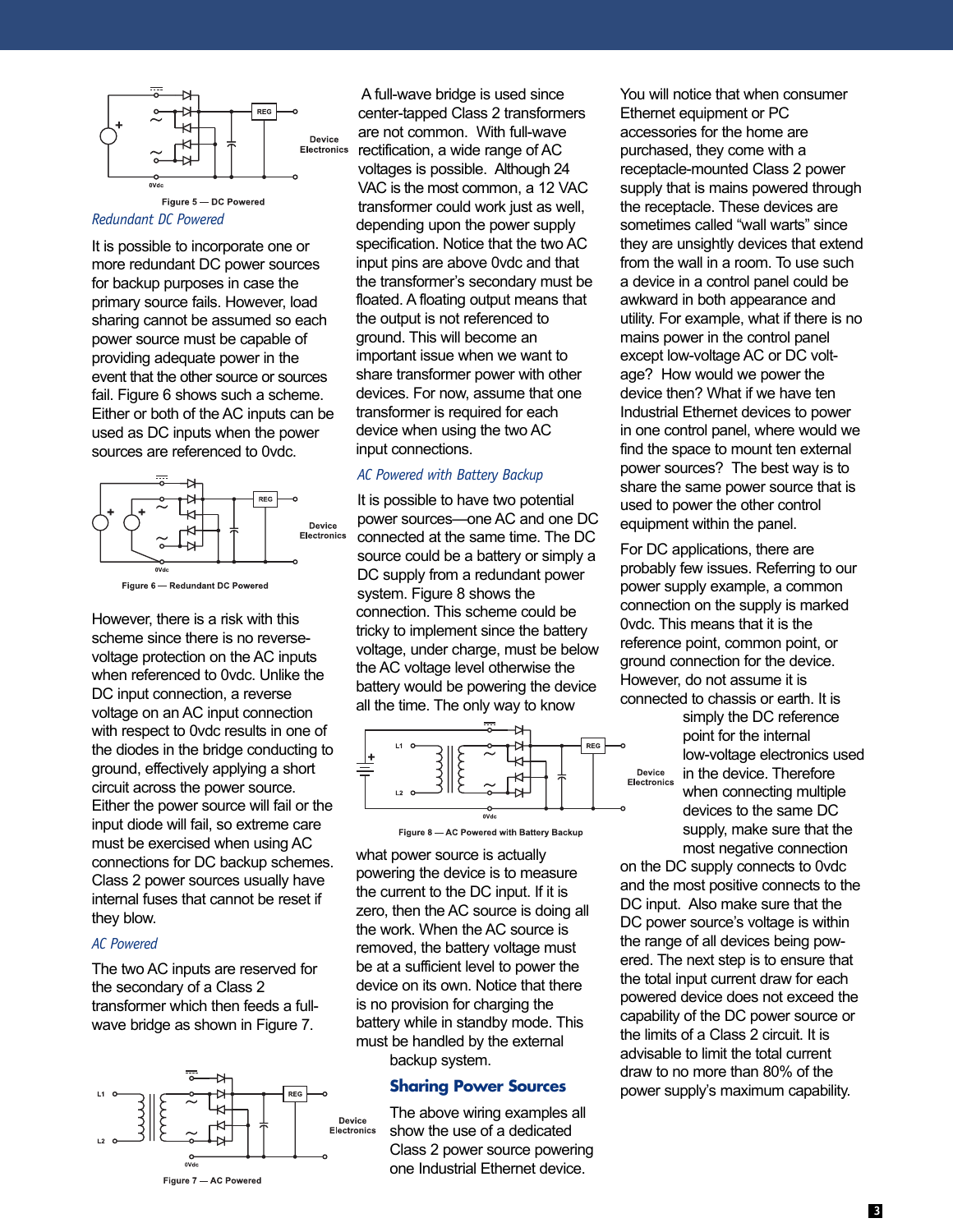Figure 5 — DC Powered

### *Redundant DC Powered*

It is possible to incorporate one or more redundant DC power sources for backup purposes in case the primary source fails. However, load sharing cannot be assumed so each power source must be capable of providing adequate power in the event that the other source or sources fail. Figure 6 shows such a scheme. Either or both of the AC inputs can be used as DC inputs when the power sources are referenced to 0vdc.

Figure 6 — Redundant DC Powered

However, there is a risk with this scheme since there is no reverse-voltage protection on the AC inputs when referenced to 0vdc. Unlike the DC input connection, a reverse voltage on an AC input connection with respect to 0vdc results in one of the diodes in the bridge conducting to ground, effectively applying a short circuit across the power source. Either the power source will fail or the input diode will fail, so extreme care must be exercised when using AC connections for DC backup schemes. Class 2 power sources usually have internal fuses that cannot be reset if they blow.

### *AC Powered*

The two AC inputs are reserved for the secondary of a Class 2 transformer which then feeds a full-wave bridge as shown in Figure 7.

Figure 7 — AC Powered

A full-wave bridge is used since center-tapped Class 2 transformers are not common. With full-wave rectification, a wide range of AC voltages is possible. Although 24 VAC is the most common, a 12 VAC transformer could work just as well, depending upon the power supply specification. Notice that the two AC input pins are above 0vdc and that the transformer's secondary must be floated. A floating output means that the output is not referenced to ground. This will become an important issue when we want to share transformer power with other devices. For now, assume that one transformer is required for each device when using the two AC input connections.

### *AC Powered with Battery Backup*

It is possible to have two potential power sources—one AC and one DC connected at the same time. The DC source could be a battery or simply a DC supply from a redundant power system. Figure 8 shows the connection. This scheme could be tricky to implement since the battery voltage, under charge, must be below the AC voltage level otherwise the battery would be powering the device all the time. The only way to know what power source is actually powering the device is to measure the current to the DC input. If it is zero, then the AC source is doing all the work. When the AC source is removed, the battery voltage must be at a sufficient level to power the device on its own. Notice that there is no provision for charging the battery while in standby mode. This must be handled by the external backup system.

Figure 8 — AC Powered with Battery Backup

## Sharing Power Sources

The above wiring examples all show the use of a dedicated Class 2 power source powering one Industrial Ethernet device.

You will notice that when consumer Ethernet equipment or PC accessories for the home are purchased, they come with a receptacle-mounted Class 2 power supply that is mains powered through the receptacle. These devices are sometimes called "wall warts" since they are unsightly devices that extend from the wall in a room. To use such a device in a control panel could be awkward in both appearance and utility. For example, what if there is no mains power in the control panel except low-voltage AC or DC voltage? How would we power the device then? What if we have ten Industrial Ethernet devices to power in one control panel, where would we find the space to mount ten external power sources? The best way is to share the same power source that is used to power the other control equipment within the panel.

For DC applications, there are probably few issues. Referring to our power supply example, a common connection on the supply is marked 0vdc. This means that it is the reference point, common point, or ground connection for the device. However, do not assume it is connected to chassis or earth. It is simply the DC reference point for the internal low-voltage electronics used in the device. Therefore when connecting multiple devices to the same DC supply, make sure that the most negative connection on the DC supply connects to 0vdc and the most positive connects to the DC input. Also make sure the DC power source's voltage is within the range of all devices being powered. The next step is to ensure that the total input current draw for each powered device does not exceed the capability of the DC power source or the limits of a Class 2 circuit. It is advisable to limit the total current draw to no more than 80% of the power supply's maximum capability.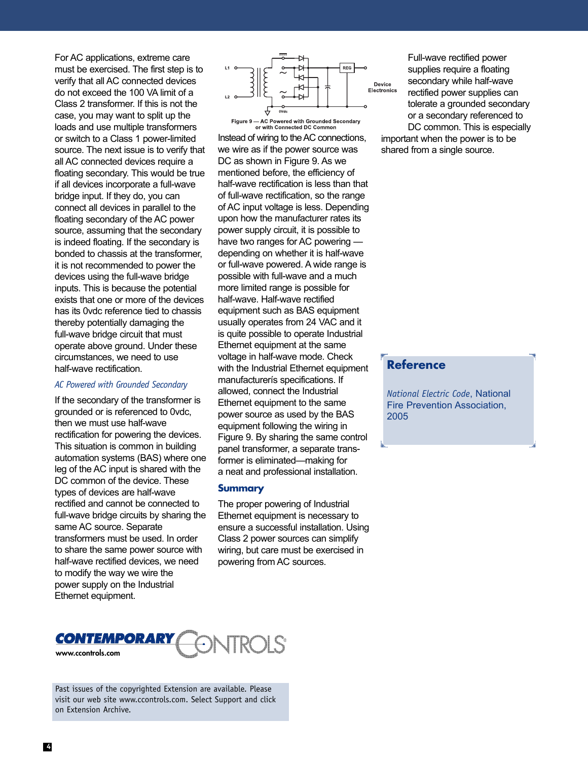For AC applications, extreme care must be exercised. The first step is to verify that all AC connected devices do not exceed the 100 VA limit of a Class 2 transformer. If this is not the case, you may want to split up the loads and use multiple transformers or switch to a Class 1 power-limited source. The next issue is to verify that all AC connected devices require a floating secondary. This would be true if all devices incorporate a full-wave bridge input. If they do, you can connect all devices in parallel to the floating secondary of the AC power source, assuming that the secondary is indeed floating. If the secondary is bonded to chassis at the transformer, it is not recommended to power the devices using the full-wave bridge inputs. This is because the potential exists that one or more of the devices has its 0vdc reference tied to chassis thereby potentially damaging the full-wave bridge circuit that must operate above ground. Under these circumstances, we need to use half-wave rectification.

### *AC Powered with Grounded Secondary*

If the secondary of the transformer is grounded or is referenced to 0vdc, then we must use half-wave rectification for powering the devices. This situation is common in building automation systems (BAS) where one leg of the AC input is shared with the DC common of the device. These types of devices are half-wave rectified and cannot be connected to full-wave bridge circuits by sharing the same AC source. Separate transformers must be used. In order to share the same power source with half-wave rectified devices, we need to modify the way we wire the power supply on the Industrial Ethernet equipment.

L1
L2
REG
0Vdc
Device Electronics

Figure 9 — AC Powered with Grounded Secondary or with Connected DC Common

Instead of wiring to the AC connections, we wire as if the power source was DC as shown in Figure 9. As we mentioned before, the efficiency of half-wave rectification is less than that of full-wave rectification, so the range of AC input voltage is less. Depending upon how the manufacturer rates its power supply circuit, it is possible to have two ranges for AC powering — depending on whether it is half-wave or full-wave powered. A wide range is possible with full-wave and a much more limited range is possible for half-wave. Half-wave rectified equipment such as BAS equipment usually operates from 24 VAC and it is quite possible to operate Industrial Ethernet equipment at the same voltage in half-wave mode. Check with the Industrial Ethernet equipment manufacturerís specifications. If allowed, connect the Industrial Ethernet equipment to the same power source as used by the BAS equipment following the wiring in Figure 9. By sharing the same control panel transformer, a separate transformer is eliminated—making for a neat and professional installation.

## Summary

The proper powering of Industrial Ethernet equipment is necessary to ensure a successful installation. Using Class 2 power sources can simplify wiring, but care must be exercised in powering from AC sources.

Full-wave rectified power supplies require a floating secondary while half-wave rectified power supplies can tolerate a grounded secondary or a secondary referenced to DC common. This is especially important when the power is to be shared from a single source.

## Reference

*National Electric Code*, National Fire Prevention Association, 2005

CONTEMPORARY CONTROLS
www.ccontrols.com

Past issues of the copyrighted Extension are available. Please visit our web site www.ccontrols.com. Select Support and click on Extension Archive.